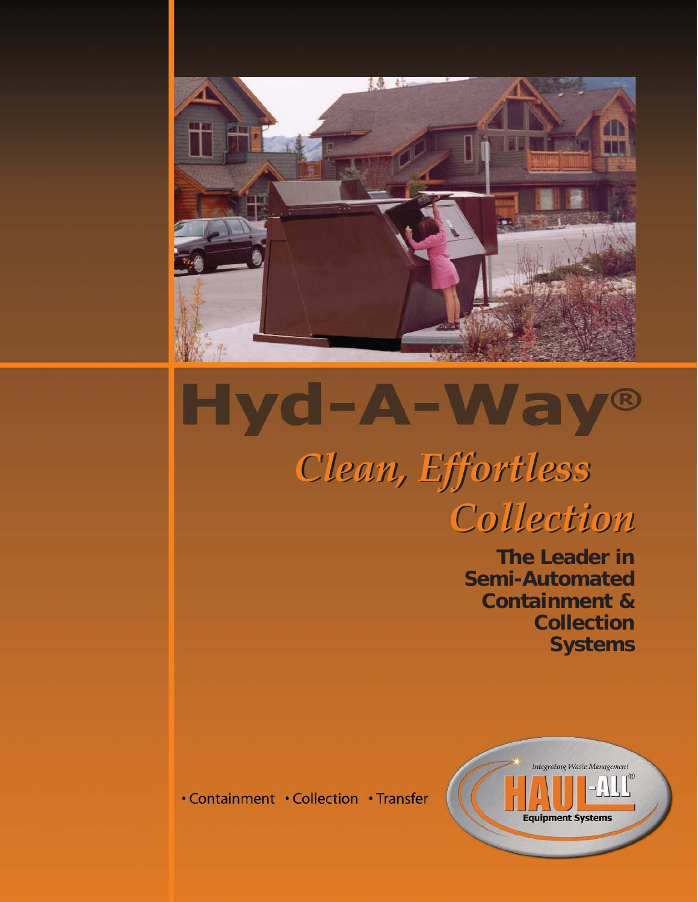# Hyd-A-Way®

## *Clean, Effortless Collection*

**The Leader in Semi-Automated Containment & Collection Systems**

• Containment • Collection • Transfer

*Integrating Waste Management*

HAUL-ALL®

**Equipment Systems**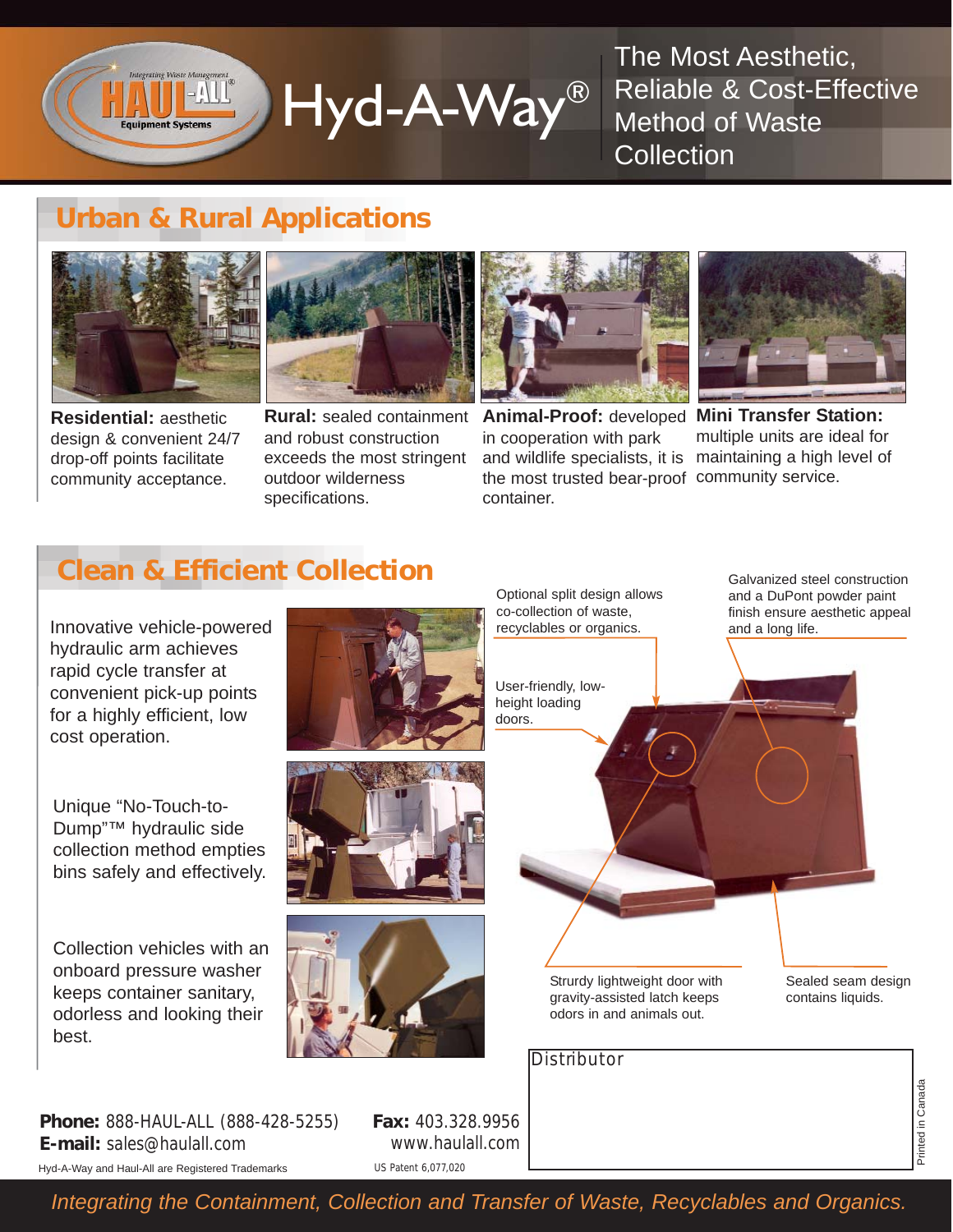# Hyd-A-Way®

The Most Aesthetic, Reliable & Cost-Effective Method of Waste Collection

## Urban & Rural Applications

**Residential:** aesthetic design & convenient 24/7 drop-off points facilitate community acceptance.

**Rural:** sealed containment and robust construction exceeds the most stringent outdoor wilderness specifications.

**Animal-Proof:** developed in cooperation with park and wildlife specialists, it is the most trusted bear-proof container.

**Mini Transfer Station:** multiple units are ideal for maintaining a high level of community service.

## Clean & Efficient Collection

Innovative vehicle-powered hydraulic arm achieves rapid cycle transfer at convenient pick-up points for a highly efficient, low cost operation.

Unique "No-Touch-to-Dump"™ hydraulic side collection method empties bins safely and effectively.

Collection vehicles with an onboard pressure washer keeps container sanitary, odorless and looking their best.

Optional split design allows co-collection of waste, recyclables or organics.

Galvanized steel construction and a DuPont powder paint finish ensure aesthetic appeal and a long life.

User-friendly, low-height loading doors.

Sturdy lightweight door with gravity-assisted latch keeps odors in and animals out.

Sealed seam design contains liquids.

Distributor

**Phone:** 888-HAUL-ALL (888-428-5255)
**E-mail:** sales@haulall.com

**Fax:** 403.328.9956
www.haulall.com

Hyd-A-Way and Haul-All are Registered Trademarks

US Patent 6,077,020

Printed in Canada

*Integrating the Containment, Collection and Transfer of Waste, Recyclables and Organics.*